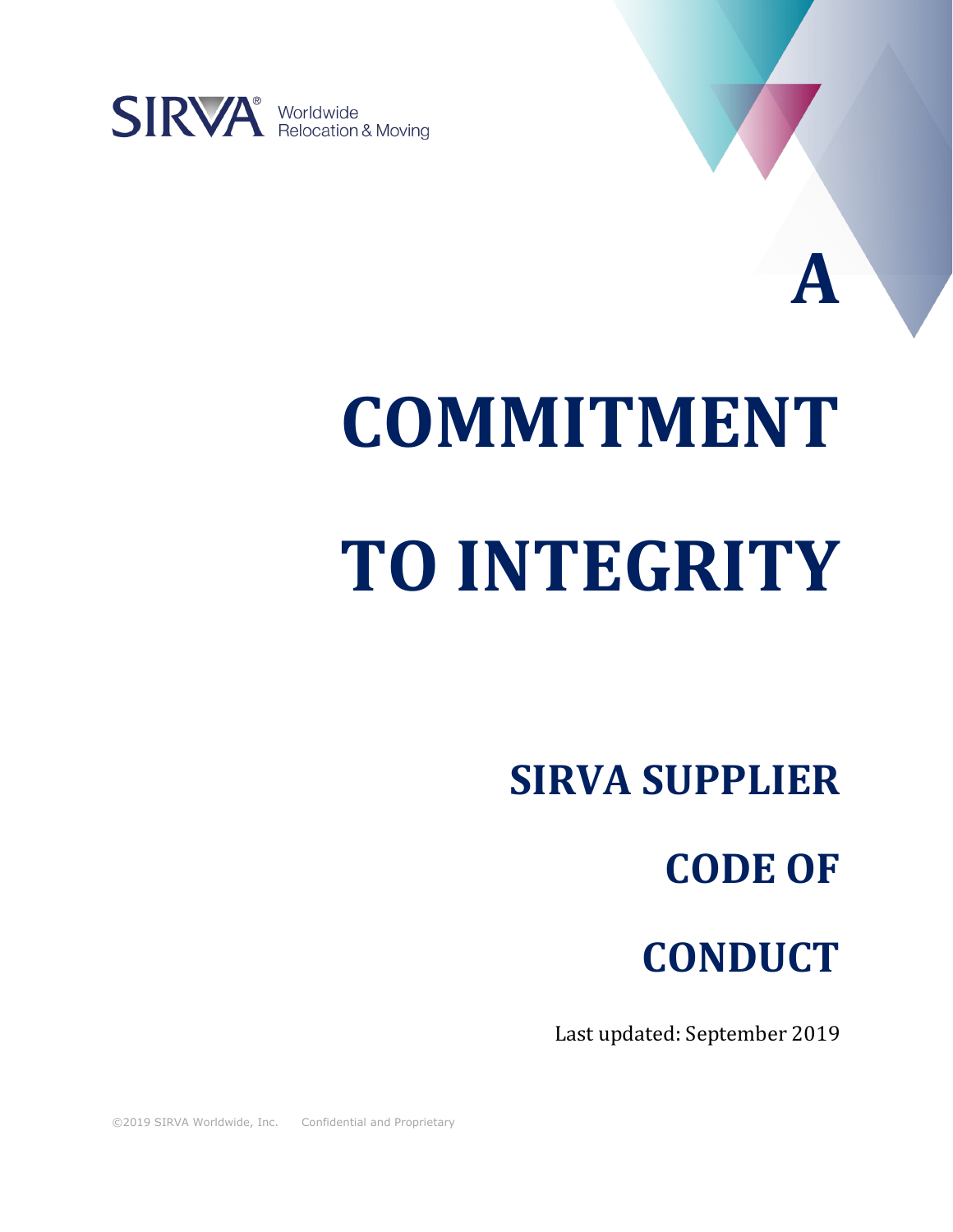SIRVA® Worldwide Relocation & Moving

# A COMMITMENT TO INTEGRITY

## SIRVA SUPPLIER CODE OF CONDUCT

Last updated: September 2019

©2019 SIRVA Worldwide, Inc. Confidential and Proprietary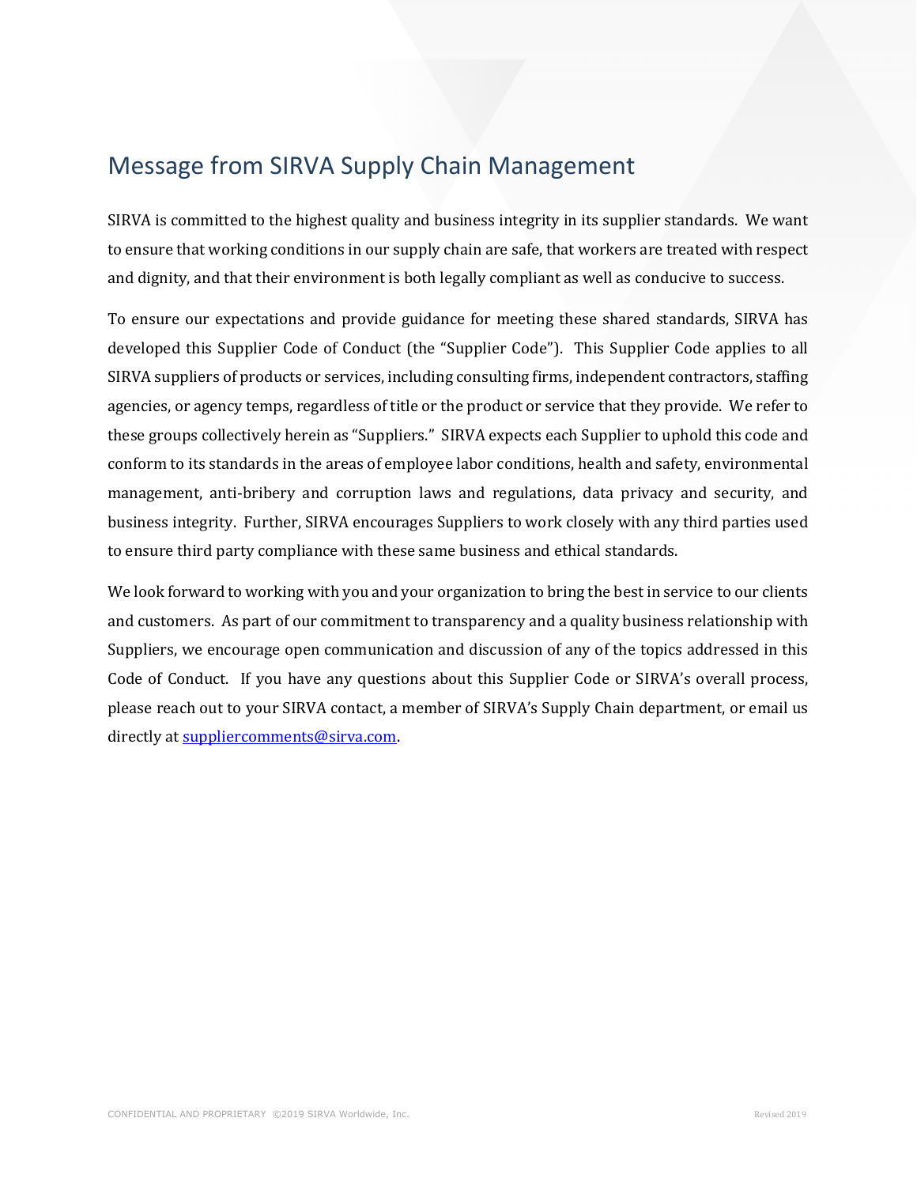## Message from SIRVA Supply Chain Management

SIRVA is committed to the highest quality and business integrity in its supplier standards. We want to ensure that working conditions in our supply chain are safe, that workers are treated with respect and dignity, and that their environment is both legally compliant as well as conducive to success.

To ensure our expectations and provide guidance for meeting these shared standards, SIRVA has developed this Supplier Code of Conduct (the "Supplier Code"). This Supplier Code applies to all SIRVA suppliers of products or services, including consulting firms, independent contractors, staffing agencies, or agency temps, regardless of title or the product or service that they provide. We refer to these groups collectively herein as "Suppliers." SIRVA expects each Supplier to uphold this code and conform to its standards in the areas of employee labor conditions, health and safety, environmental management, anti-bribery and corruption laws and regulations, data privacy and security, and business integrity. Further, SIRVA encourages Suppliers to work closely with any third parties used to ensure third party compliance with these same business and ethical standards.

We look forward to working with you and your organization to bring the best in service to our clients and customers. As part of our commitment to transparency and a quality business relationship with Suppliers, we encourage open communication and discussion of any of the topics addressed in this Code of Conduct. If you have any questions about this Supplier Code or SIRVA's overall process, please reach out to your SIRVA contact, a member of SIRVA's Supply Chain department, or email us directly at suppliercomments@sirva.com.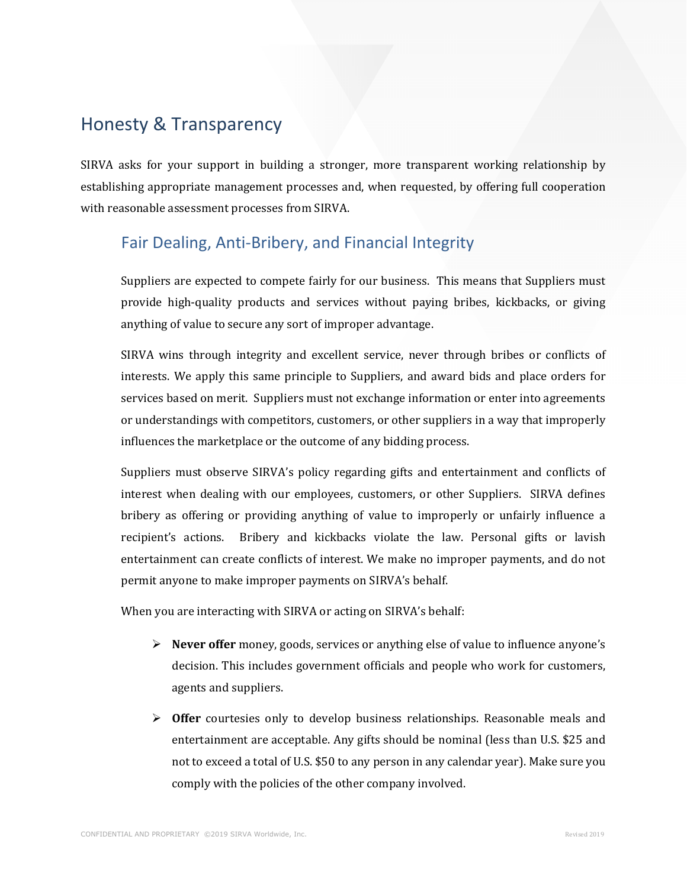# Honesty & Transparency

SIRVA asks for your support in building a stronger, more transparent working relationship by establishing appropriate management processes and, when requested, by offering full cooperation with reasonable assessment processes from SIRVA.

## Fair Dealing, Anti-Bribery, and Financial Integrity

Suppliers are expected to compete fairly for our business. This means that Suppliers must provide high-quality products and services without paying bribes, kickbacks, or giving anything of value to secure any sort of improper advantage.

SIRVA wins through integrity and excellent service, never through bribes or conflicts of interests. We apply this same principle to Suppliers, and award bids and place orders for services based on merit. Suppliers must not exchange information or enter into agreements or understandings with competitors, customers, or other suppliers in a way that improperly influences the marketplace or the outcome of any bidding process.

Suppliers must observe SIRVA's policy regarding gifts and entertainment and conflicts of interest when dealing with our employees, customers, or other Suppliers. SIRVA defines bribery as offering or providing anything of value to improperly or unfairly influence a recipient's actions. Bribery and kickbacks violate the law. Personal gifts or lavish entertainment can create conflicts of interest. We make no improper payments, and do not permit anyone to make improper payments on SIRVA's behalf.

When you are interacting with SIRVA or acting on SIRVA's behalf:

- **Never offer** money, goods, services or anything else of value to influence anyone's decision. This includes government officials and people who work for customers, agents and suppliers.
- **Offer** courtesies only to develop business relationships. Reasonable meals and entertainment are acceptable. Any gifts should be nominal (less than U.S. $25 and not to exceed a total of U.S. $50 to any person in any calendar year). Make sure you comply with the policies of the other company involved.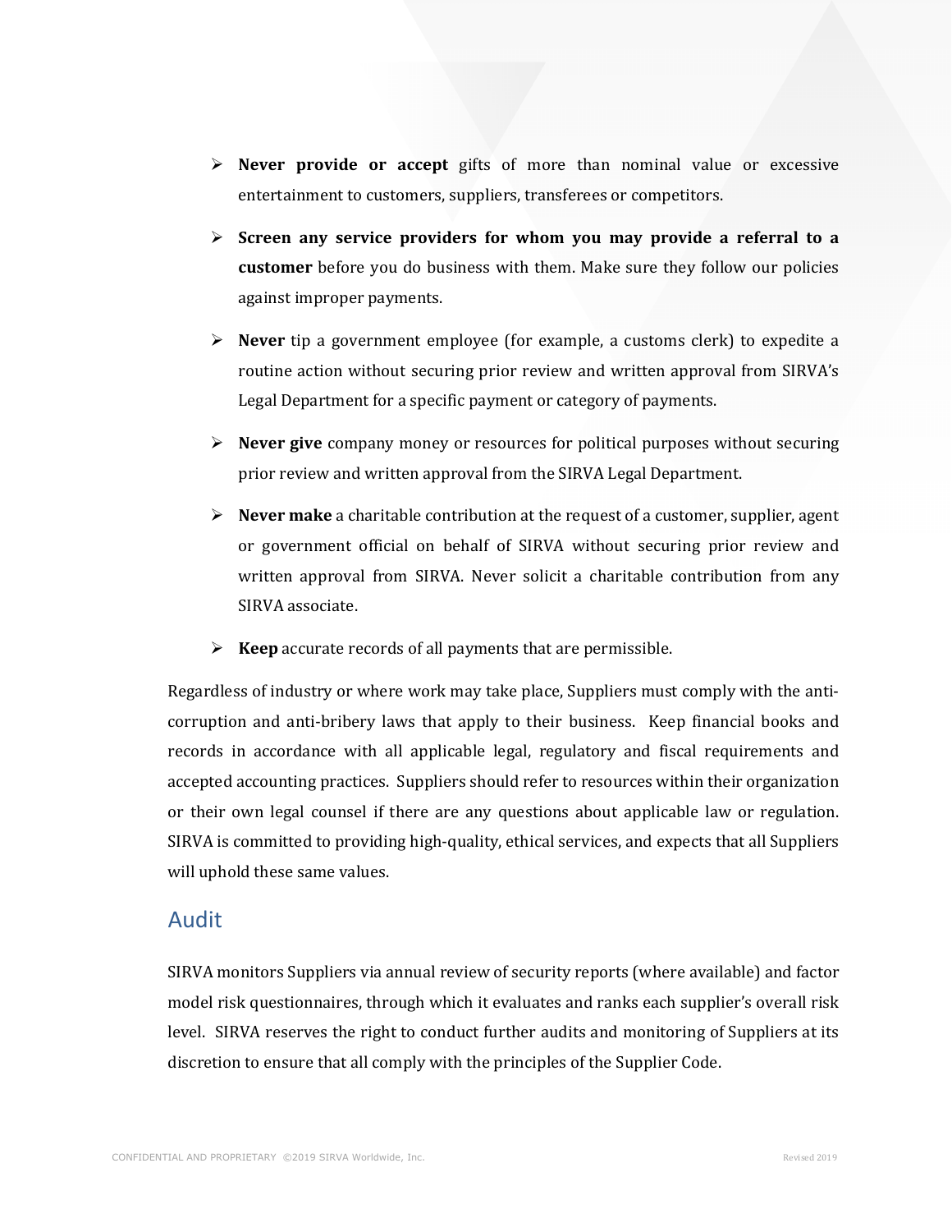- **Never provide or accept** gifts of more than nominal value or excessive entertainment to customers, suppliers, transferees or competitors.
- **Screen any service providers for whom you may provide a referral to a customer** before you do business with them. Make sure they follow our policies against improper payments.
- **Never** tip a government employee (for example, a customs clerk) to expedite a routine action without securing prior review and written approval from SIRVA's Legal Department for a specific payment or category of payments.
- **Never give** company money or resources for political purposes without securing prior review and written approval from the SIRVA Legal Department.
- **Never make** a charitable contribution at the request of a customer, supplier, agent or government official on behalf of SIRVA without securing prior review and written approval from SIRVA. Never solicit a charitable contribution from any SIRVA associate.
- **Keep** accurate records of all payments that are permissible.

Regardless of industry or where work may take place, Suppliers must comply with the anti-corruption and anti-bribery laws that apply to their business. Keep financial books and records in accordance with all applicable legal, regulatory and fiscal requirements and accepted accounting practices. Suppliers should refer to resources within their organization or their own legal counsel if there are any questions about applicable law or regulation. SIRVA is committed to providing high-quality, ethical services, and expects that all Suppliers will uphold these same values.

## Audit

SIRVA monitors Suppliers via annual review of security reports (where available) and factor model risk questionnaires, through which it evaluates and ranks each supplier's overall risk level. SIRVA reserves the right to conduct further audits and monitoring of Suppliers at its discretion to ensure that all comply with the principles of the Supplier Code.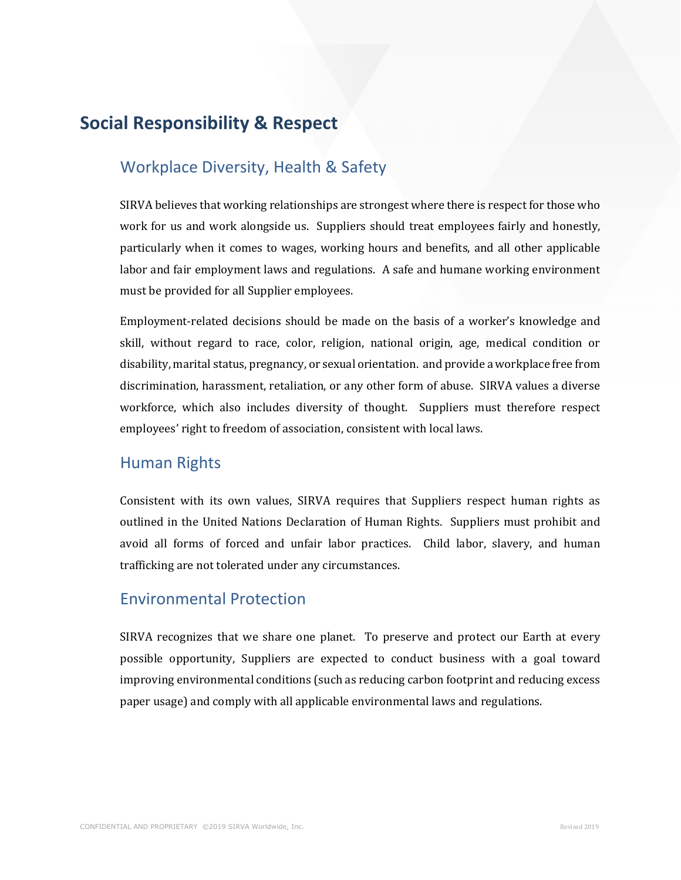# Social Responsibility & Respect

## Workplace Diversity, Health & Safety

SIRVA believes that working relationships are strongest where there is respect for those who work for us and work alongside us. Suppliers should treat employees fairly and honestly, particularly when it comes to wages, working hours and benefits, and all other applicable labor and fair employment laws and regulations. A safe and humane working environment must be provided for all Supplier employees.

Employment-related decisions should be made on the basis of a worker's knowledge and skill, without regard to race, color, religion, national origin, age, medical condition or disability, marital status, pregnancy, or sexual orientation. and provide a workplace free from discrimination, harassment, retaliation, or any other form of abuse. SIRVA values a diverse workforce, which also includes diversity of thought. Suppliers must therefore respect employees' right to freedom of association, consistent with local laws.

## Human Rights

Consistent with its own values, SIRVA requires that Suppliers respect human rights as outlined in the United Nations Declaration of Human Rights. Suppliers must prohibit and avoid all forms of forced and unfair labor practices. Child labor, slavery, and human trafficking are not tolerated under any circumstances.

## Environmental Protection

SIRVA recognizes that we share one planet. To preserve and protect our Earth at every possible opportunity, Suppliers are expected to conduct business with a goal toward improving environmental conditions (such as reducing carbon footprint and reducing excess paper usage) and comply with all applicable environmental laws and regulations.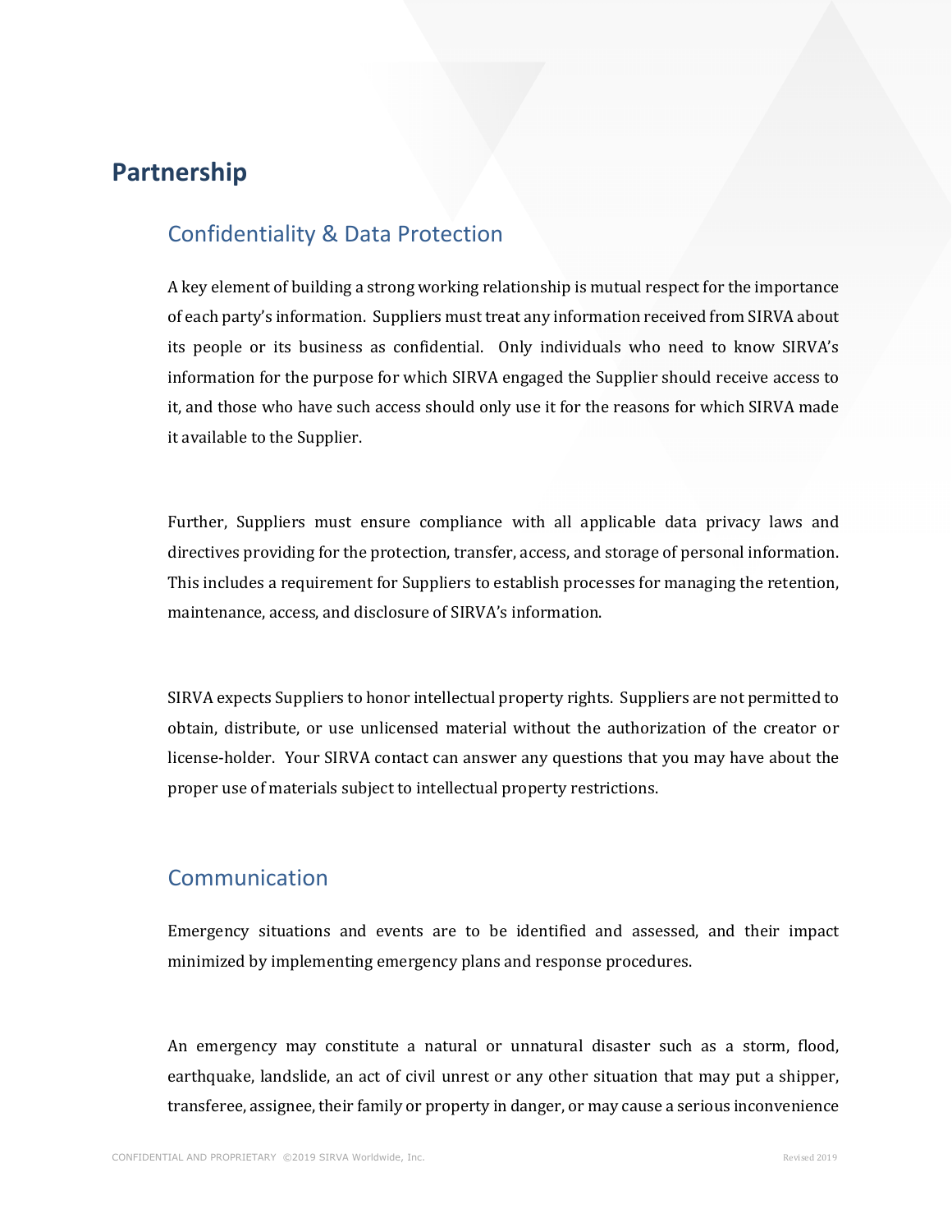# Partnership

## Confidentiality & Data Protection

A key element of building a strong working relationship is mutual respect for the importance of each party's information. Suppliers must treat any information received from SIRVA about its people or its business as confidential. Only individuals who need to know SIRVA's information for the purpose for which SIRVA engaged the Supplier should receive access to it, and those who have such access should only use it for the reasons for which SIRVA made it available to the Supplier.

Further, Suppliers must ensure compliance with all applicable data privacy laws and directives providing for the protection, transfer, access, and storage of personal information. This includes a requirement for Suppliers to establish processes for managing the retention, maintenance, access, and disclosure of SIRVA's information.

SIRVA expects Suppliers to honor intellectual property rights. Suppliers are not permitted to obtain, distribute, or use unlicensed material without the authorization of the creator or license-holder. Your SIRVA contact can answer any questions that you may have about the proper use of materials subject to intellectual property restrictions.

## Communication

Emergency situations and events are to be identified and assessed, and their impact minimized by implementing emergency plans and response procedures.

An emergency may constitute a natural or unnatural disaster such as a storm, flood, earthquake, landslide, an act of civil unrest or any other situation that may put a shipper, transferee, assignee, their family or property in danger, or may cause a serious inconvenience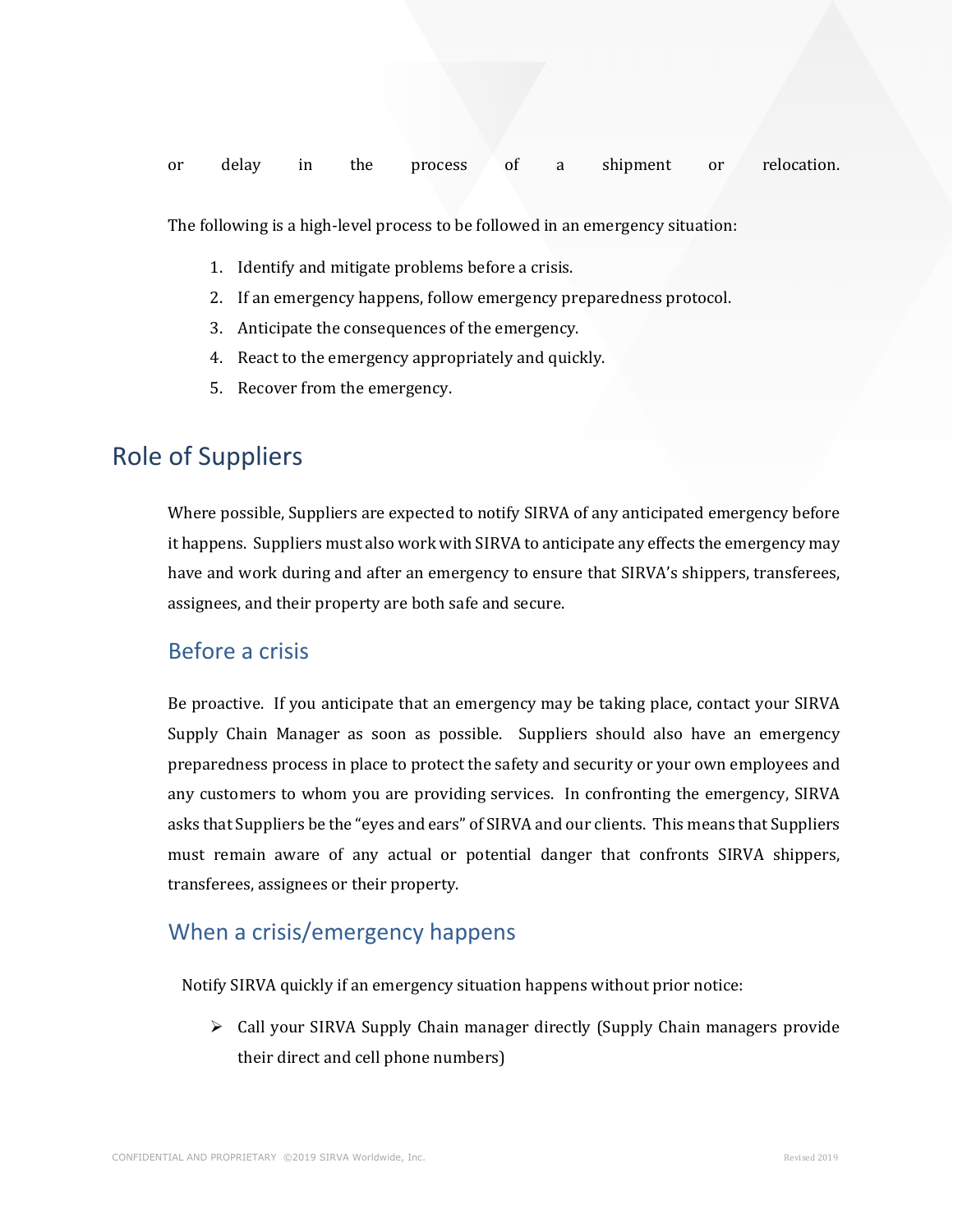or delay in the process of a shipment or relocation.

The following is a high-level process to be followed in an emergency situation:

1. Identify and mitigate problems before a crisis.
2. If an emergency happens, follow emergency preparedness protocol.
3. Anticipate the consequences of the emergency.
4. React to the emergency appropriately and quickly.
5. Recover from the emergency.

## Role of Suppliers

Where possible, Suppliers are expected to notify SIRVA of any anticipated emergency before it happens. Suppliers must also work with SIRVA to anticipate any effects the emergency may have and work during and after an emergency to ensure that SIRVA's shippers, transferees, assignees, and their property are both safe and secure.

### Before a crisis

Be proactive. If you anticipate that an emergency may be taking place, contact your SIRVA Supply Chain Manager as soon as possible. Suppliers should also have an emergency preparedness process in place to protect the safety and security or your own employees and any customers to whom you are providing services. In confronting the emergency, SIRVA asks that Suppliers be the "eyes and ears" of SIRVA and our clients. This means that Suppliers must remain aware of any actual or potential danger that confronts SIRVA shippers, transferees, assignees or their property.

### When a crisis/emergency happens

Notify SIRVA quickly if an emergency situation happens without prior notice:

- Call your SIRVA Supply Chain manager directly (Supply Chain managers provide their direct and cell phone numbers)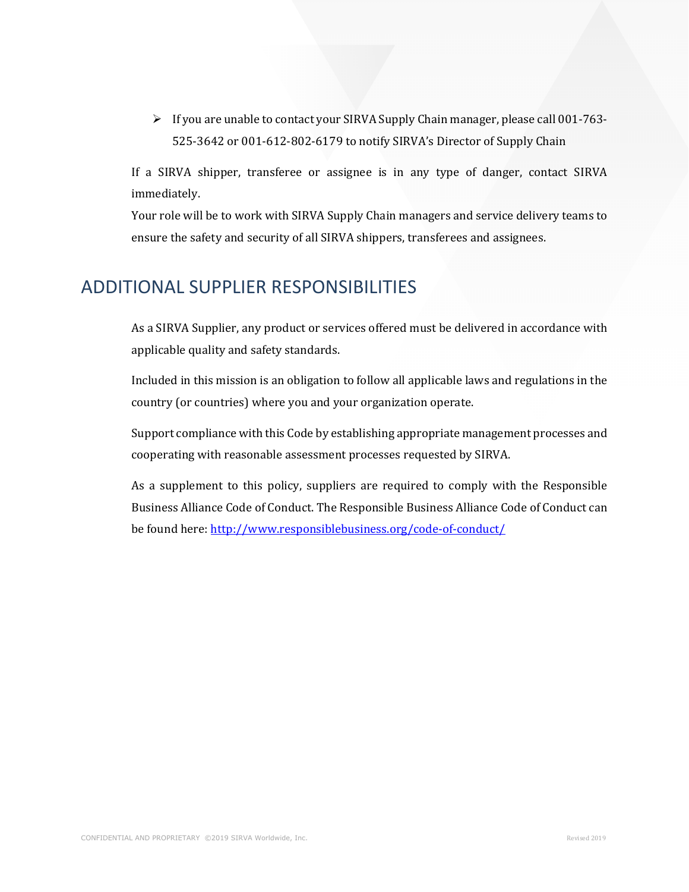- If you are unable to contact your SIRVA Supply Chain manager, please call 001-763-525-3642 or 001-612-802-6179 to notify SIRVA's Director of Supply Chain

If a SIRVA shipper, transferee or assignee is in any type of danger, contact SIRVA immediately.
Your role will be to work with SIRVA Supply Chain managers and service delivery teams to ensure the safety and security of all SIRVA shippers, transferees and assignees.

## ADDITIONAL SUPPLIER RESPONSIBILITIES

As a SIRVA Supplier, any product or services offered must be delivered in accordance with applicable quality and safety standards.

Included in this mission is an obligation to follow all applicable laws and regulations in the country (or countries) where you and your organization operate.

Support compliance with this Code by establishing appropriate management processes and cooperating with reasonable assessment processes requested by SIRVA.

As a supplement to this policy, suppliers are required to comply with the Responsible Business Alliance Code of Conduct. The Responsible Business Alliance Code of Conduct can be found here: [http://www.responsiblebusiness.org/code-of-conduct/](http://www.responsiblebusiness.org/code-of-conduct/)